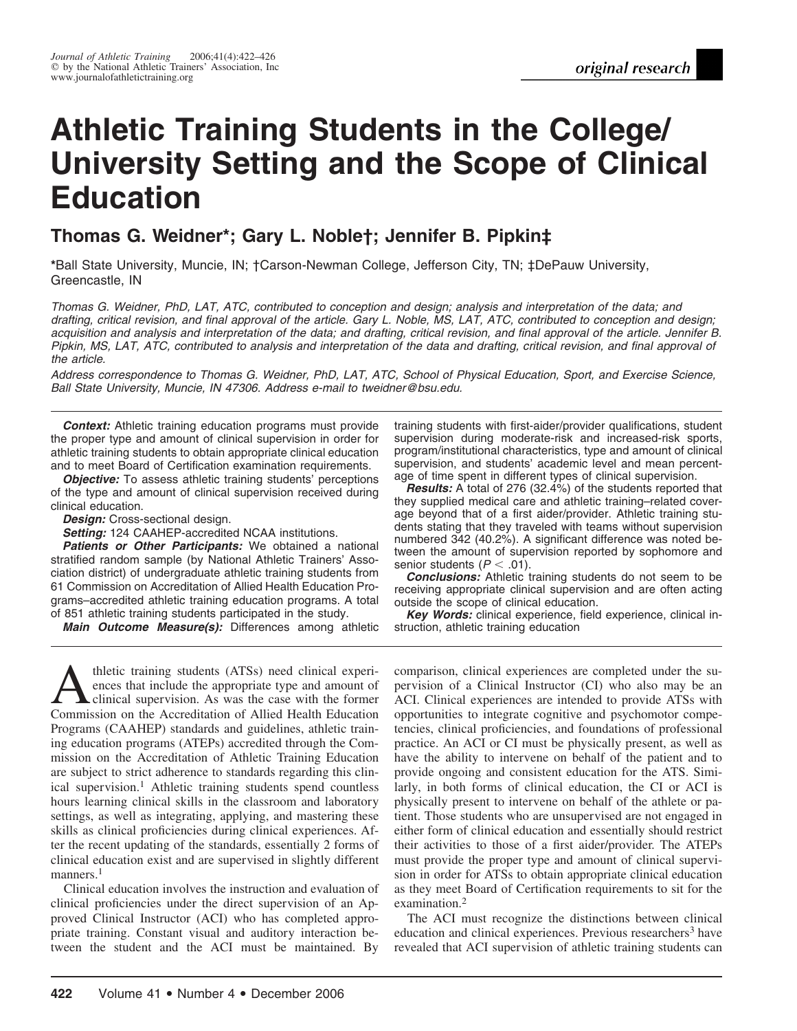# Athletic Training Students in the College/University Setting and the Scope of Clinical Education

## Thomas G. Weidner*; Gary L. Noble†; Jennifer B. Pipkin‡

*Ball State University, Muncie, IN; †Carson-Newman College, Jefferson City, TN; ‡DePauw University, Greencastle, IN

*Thomas G. Weidner, PhD, LAT, ATC, contributed to conception and design; analysis and interpretation of the data; and drafting, critical revision, and final approval of the article. Gary L. Noble, MS, LAT, ATC, contributed to conception and design; acquisition and analysis and interpretation of the data; and drafting, critical revision, and final approval of the article. Jennifer B. Pipkin, MS, LAT, ATC, contributed to analysis and interpretation of the data and drafting, critical revision, and final approval of the article.*

*Address correspondence to Thomas G. Weidner, PhD, LAT, ATC, School of Physical Education, Sport, and Exercise Science, Ball State University, Muncie, IN 47306. Address e-mail to tweidner@bsu.edu.*

***Context:*** Athletic training education programs must provide the proper type and amount of clinical supervision in order for athletic training students to obtain appropriate clinical education and to meet Board of Certification examination requirements.

***Objective:*** To assess athletic training students' perceptions of the type and amount of clinical supervision received during clinical education.

***Design:*** Cross-sectional design.

***Setting:*** 124 CAAHEP-accredited NCAA institutions.

***Patients or Other Participants:*** We obtained a national stratified random sample (by National Athletic Trainers' Association district) of undergraduate athletic training students from 61 Commission on Accreditation of Allied Health Education Programs–accredited athletic training education programs. A total of 851 athletic training students participated in the study.

***Main Outcome Measure(s):*** Differences among athletic training students with first-aider/provider qualifications, student supervision during moderate-risk and increased-risk sports, program/institutional characteristics, type and amount of clinical supervision, and students' academic level and mean percentage of time spent in different types of clinical supervision.

***Results:*** A total of 276 (32.4%) of the students reported that they supplied medical care and athletic training–related coverage beyond that of a first aider/provider. Athletic training students stating that they traveled with teams without supervision numbered 342 (40.2%). A significant difference was noted between the amount of supervision reported by sophomore and senior students ($P < .01$).

***Conclusions:*** Athletic training students do not seem to be receiving appropriate clinical supervision and are often acting outside the scope of clinical education.

***Key Words:*** clinical experience, field experience, clinical instruction, athletic training education

Athletic training students (ATSs) need clinical experiences that include the appropriate type and amount of clinical supervision. As was the case with the former Commission on the Accreditation of Allied Health Education Programs (CAAHEP) standards and guidelines, athletic training education programs (ATEPs) accredited through the Commission on the Accreditation of Athletic Training Education are subject to strict adherence to standards regarding this clinical supervision.[1] Athletic training students spend countless hours learning clinical skills in the classroom and laboratory settings, as well as integrating, applying, and mastering these skills as clinical proficiencies during clinical experiences. After the recent updating of the standards, essentially 2 forms of clinical education exist and are supervised in slightly different manners.[1]

Clinical education involves the instruction and evaluation of clinical proficiencies under the direct supervision of an Approved Clinical Instructor (ACI) who has completed appropriate training. Constant visual and auditory interaction between the student and the ACI must be maintained. By comparison, clinical experiences are completed under the supervision of a Clinical Instructor (CI) who also may be an ACI. Clinical experiences are intended to provide ATSs with opportunities to integrate cognitive and psychomotor competencies, clinical proficiencies, and foundations of professional practice. An ACI or CI must be physically present, as well as have the ability to intervene on behalf of the patient and to provide ongoing and consistent education for the ATS. Similarly, in both forms of clinical education, the CI or ACI is physically present to intervene on behalf of the athlete or patient. Those students who are unsupervised are not engaged in either form of clinical education and essentially should restrict their activities to those of a first aider/provider. The ATEPs must provide the proper type and amount of clinical supervision in order for ATSs to obtain appropriate clinical education as they meet Board of Certification requirements to sit for the examination.[2]

The ACI must recognize the distinctions between clinical education and clinical experiences. Previous researchers[3] have revealed that ACI supervision of athletic training students can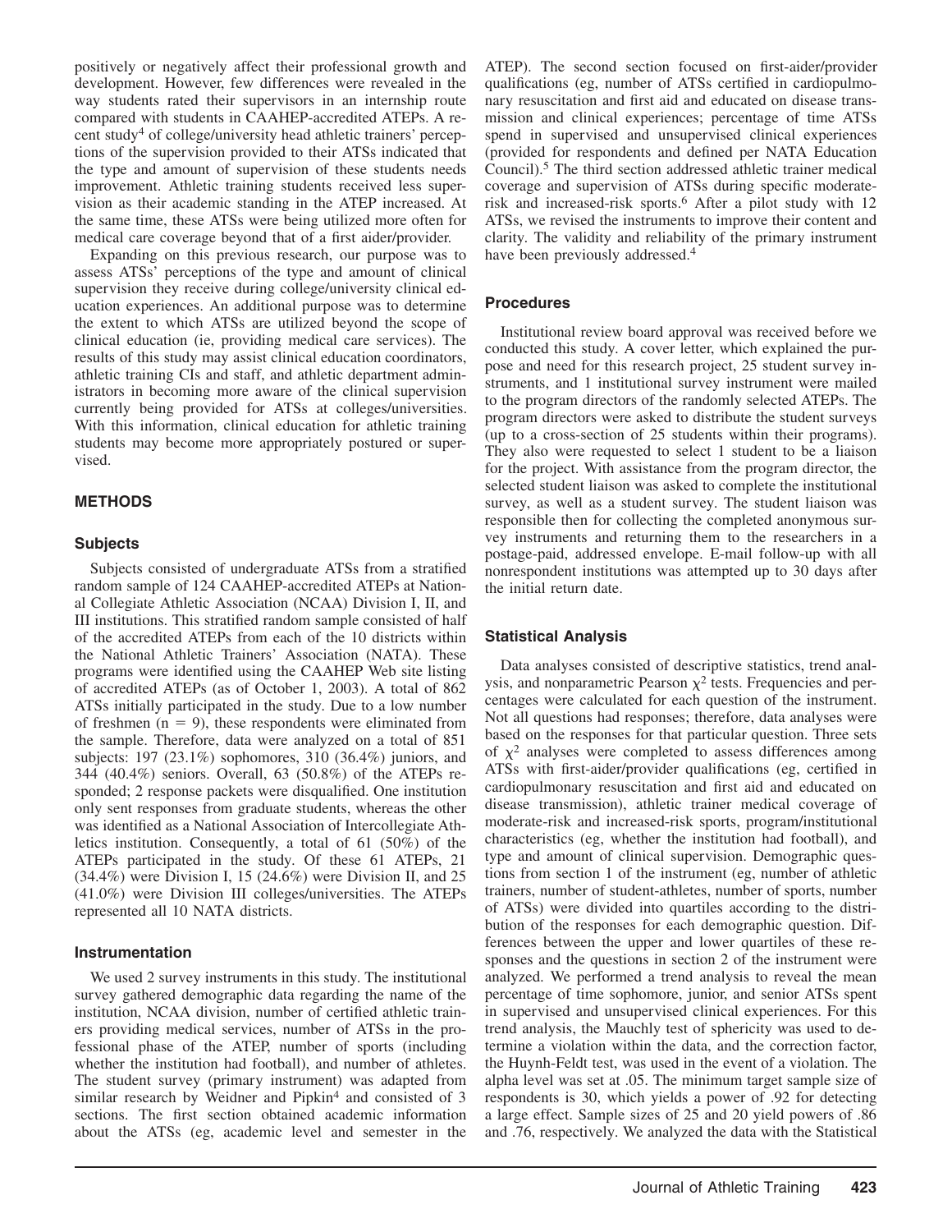positively or negatively affect their professional growth and development. However, few differences were revealed in the way students rated their supervisors in an internship route compared with students in CAAHEP-accredited ATEPs. A recent study[4] of college/university head athletic trainers' perceptions of the supervision provided to their ATSs indicated that the type and amount of supervision of these students needs improvement. Athletic training students received less supervision as their academic standing in the ATEP increased. At the same time, these ATSs were being utilized more often for medical care coverage beyond that of a first aider/provider.

Expanding on this previous research, our purpose was to assess ATSs' perceptions of the type and amount of clinical supervision they receive during college/university clinical education experiences. An additional purpose was to determine the extent to which ATSs are utilized beyond the scope of clinical education (ie, providing medical care services). The results of this study may assist clinical education coordinators, athletic training CIs and staff, and athletic department administrators in becoming more aware of the clinical supervision currently being provided for ATSs at colleges/universities. With this information, clinical education for athletic training students may become more appropriately postured or supervised.

## METHODS

### Subjects

Subjects consisted of undergraduate ATSs from a stratified random sample of 124 CAAHEP-accredited ATEPs at National Collegiate Athletic Association (NCAA) Division I, II, and III institutions. This stratified random sample consisted of half of the accredited ATEPs from each of the 10 districts within the National Athletic Trainers' Association (NATA). These programs were identified using the CAAHEP Web site listing of accredited ATEPs (as of October 1, 2003). A total of 862 ATSs initially participated in the study. Due to a low number of freshmen (n = 9), these respondents were eliminated from the sample. Therefore, data were analyzed on a total of 851 subjects: 197 (23.1%) sophomores, 310 (36.4%) juniors, and 344 (40.4%) seniors. Overall, 63 (50.8%) of the ATEPs responded; 2 response packets were disqualified. One institution only sent responses from graduate students, whereas the other was identified as a National Association of Intercollegiate Athletics institution. Consequently, a total of 61 (50%) of the ATEPs participated in the study. Of these 61 ATEPs, 21 (34.4%) were Division I, 15 (24.6%) were Division II, and 25 (41.0%) were Division III colleges/universities. The ATEPs represented all 10 NATA districts.

### Instrumentation

We used 2 survey instruments in this study. The institutional survey gathered demographic data regarding the name of the institution, NCAA division, number of certified athletic trainers providing medical services, number of ATSs in the professional phase of the ATEP, number of sports (including whether the institution had football), and number of athletes. The student survey (primary instrument) was adapted from similar research by Weidner and Pipkin[4] and consisted of 3 sections. The first section obtained academic information about the ATSs (eg, academic level and semester in the ATEP). The second section focused on first-aider/provider qualifications (eg, number of ATSs certified in cardiopulmonary resuscitation and first aid and educated on disease transmission and clinical experiences; percentage of time ATSs spend in supervised and unsupervised clinical experiences (provided for respondents and defined per NATA Education Council).[5] The third section addressed athletic trainer medical coverage and supervision of ATSs during specific moderate-risk and increased-risk sports.[6] After a pilot study with 12 ATSs, we revised the instruments to improve their content and clarity. The validity and reliability of the primary instrument have been previously addressed.[4]

### Procedures

Institutional review board approval was received before we conducted this study. A cover letter, which explained the purpose and need for this research project, 25 student survey instruments, and 1 institutional survey instrument were mailed to the program directors of the randomly selected ATEPs. The program directors were asked to distribute the student surveys (up to a cross-section of 25 students within their programs). They also were requested to select 1 student to be a liaison for the project. With assistance from the program director, the selected student liaison was asked to complete the institutional survey, as well as a student survey. The student liaison was responsible then for collecting the completed anonymous survey instruments and returning them to the researchers in a postage-paid, addressed envelope. E-mail follow-up with all nonrespondent institutions was attempted up to 30 days after the initial return date.

### Statistical Analysis

Data analyses consisted of descriptive statistics, trend analysis, and nonparametric Pearson $\chi^2$ tests. Frequencies and percentages were calculated for each question of the instrument. Not all questions had responses; therefore, data analyses were based on the responses for that particular question. Three sets of $\chi^2$ analyses were completed to assess differences among ATSs with first-aider/provider qualifications (eg, certified in cardiopulmonary resuscitation and first aid and educated on disease transmission), athletic trainer medical coverage of moderate-risk and increased-risk sports, program/institutional characteristics (eg, whether the institution had football), and type and amount of clinical supervision. Demographic questions from section 1 of the instrument (eg, number of athletic trainers, number of student-athletes, number of sports, number of ATSs) were divided into quartiles according to the distribution of the responses for each demographic question. Differences between the upper and lower quartiles of these responses and the questions in section 2 of the instrument were analyzed. We performed a trend analysis to reveal the mean percentage of time sophomore, junior, and senior ATSs spent in supervised and unsupervised clinical experiences. For this trend analysis, the Mauchly test of sphericity was used to determine a violation within the data, and the correction factor, the Huynh-Feldt test, was used in the event of a violation. The alpha level was set at .05. The minimum target sample size of respondents is 30, which yields a power of .92 for detecting a large effect. Sample sizes of 25 and 20 yield powers of .86 and .76, respectively. We analyzed the data with the Statistical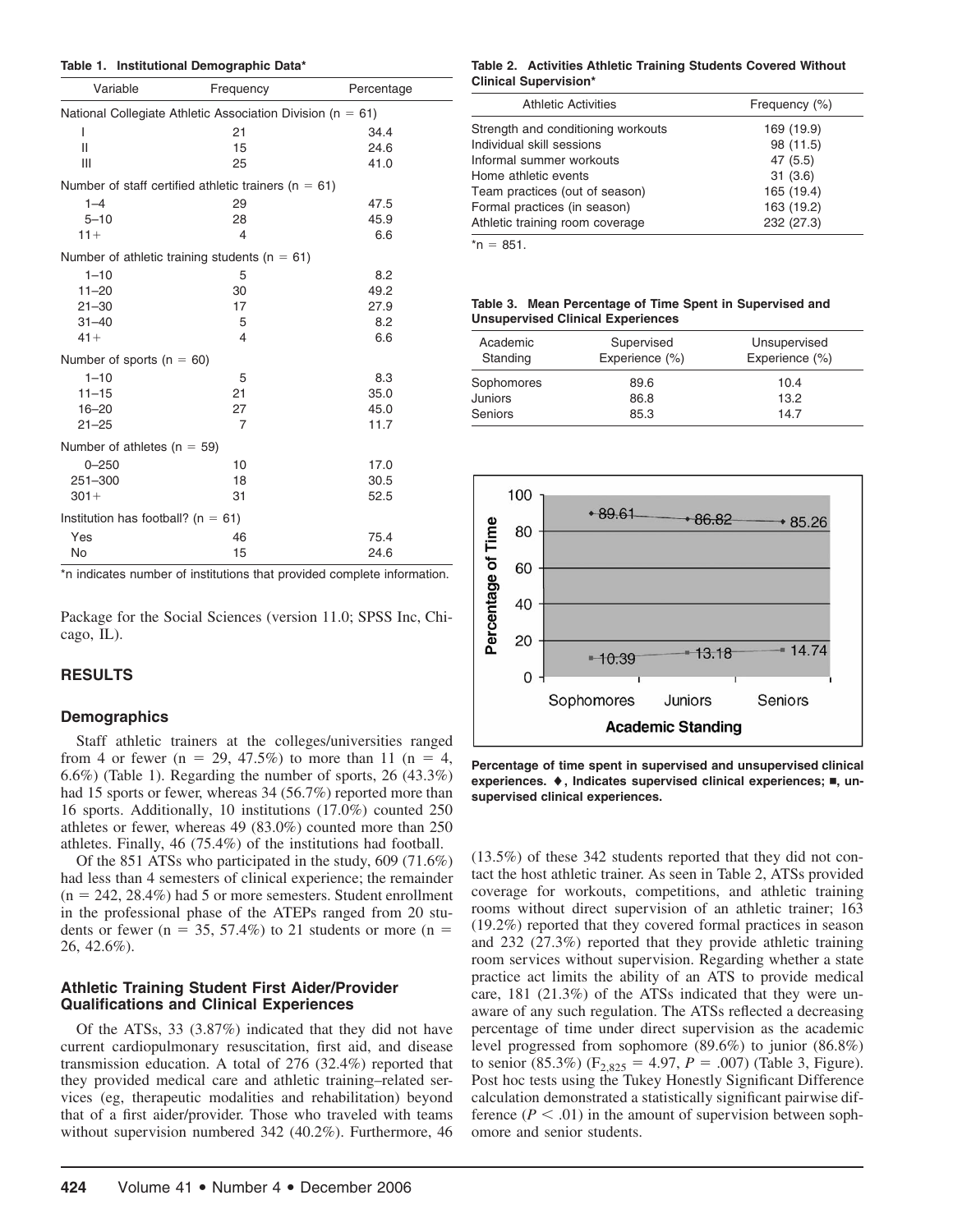**Table 1. Institutional Demographic Data***

| Variable | Frequency | Percentage |
|---|---|---|
| National Collegiate Athletic Association Division (n = 61) | | |
| I | 21 | 34.4 |
| II | 15 | 24.6 |
| III | 25 | 41.0 |
| Number of staff certified athletic trainers (n = 61) | | |
| 1–4 | 29 | 47.5 |
| 5–10 | 28 | 45.9 |
| 11+ | 4 | 6.6 |
| Number of athletic training students (n = 61) | | |
| 1–10 | 5 | 8.2 |
| 11–20 | 30 | 49.2 |
| 21–30 | 17 | 27.9 |
| 31–40 | 5 | 8.2 |
| 41+ | 4 | 6.6 |
| Number of sports (n = 60) | | |
| 1–10 | 5 | 8.3 |
| 11–15 | 21 | 35.0 |
| 16–20 | 27 | 45.0 |
| 21–25 | 7 | 11.7 |
| Number of athletes (n = 59) | | |
| 0–250 | 10 | 17.0 |
| 251–300 | 18 | 30.5 |
| 301+ | 31 | 52.5 |
| Institution has football? (n = 61) | | |
| Yes | 46 | 75.4 |
| No | 15 | 24.6 |

*n indicates number of institutions that provided complete information.

Package for the Social Sciences (version 11.0; SPSS Inc, Chicago, IL).

## RESULTS

### Demographics

Staff athletic trainers at the colleges/universities ranged from 4 or fewer (n = 29, 47.5%) to more than 11 (n = 4, 6.6%) (Table 1). Regarding the number of sports, 26 (43.3%) had 15 sports or fewer, whereas 34 (56.7%) reported more than 16 sports. Additionally, 10 institutions (17.0%) counted 250 athletes or fewer, whereas 49 (83.0%) counted more than 250 athletes. Finally, 46 (75.4%) of the institutions had football.

Of the 851 ATSs who participated in the study, 609 (71.6%) had less than 4 semesters of clinical experience; the remainder (n = 242, 28.4%) had 5 or more semesters. Student enrollment in the professional phase of the ATEPs ranged from 20 students or fewer (n = 35, 57.4%) to 21 students or more (n = 26, 42.6%).

### Athletic Training Student First Aider/Provider Qualifications and Clinical Experiences

Of the ATSs, 33 (3.87%) indicated that they did not have current cardiopulmonary resuscitation, first aid, and disease transmission education. A total of 276 (32.4%) reported that they provided medical care and athletic training–related services (eg, therapeutic modalities and rehabilitation) beyond that of a first aider/provider. Those who traveled with teams without supervision numbered 342 (40.2%). Furthermore, 46 (13.5%) of these 342 students reported that they did not contact the host athletic trainer. As seen in Table 2, ATSs provided coverage for workouts, competitions, and athletic training rooms without direct supervision of an athletic trainer; 163 (19.2%) reported that they covered formal practices in season and 232 (27.3%) reported that they provide athletic training room services without supervision. Regarding whether a state practice act limits the ability of an ATS to provide medical care, 181 (21.3%) of the ATSs indicated that they were unaware of any such regulation. The ATSs reflected a decreasing percentage of time under direct supervision as the academic level progressed from sophomore (89.6%) to junior (86.8%) to senior (85.3%) ($F_{2,825} = 4.97$, $P = .007$) (Table 3, Figure). Post hoc tests using the Tukey Honestly Significant Difference calculation demonstrated a statistically significant pairwise difference ($P < .01$) in the amount of supervision between sophomore and senior students.

**Table 2. Activities Athletic Training Students Covered Without Clinical Supervision***

| Athletic Activities | Frequency (%) |
|---|---|
| Strength and conditioning workouts | 169 (19.9) |
| Individual skill sessions | 98 (11.5) |
| Informal summer workouts | 47 (5.5) |
| Home athletic events | 31 (3.6) |
| Team practices (out of season) | 165 (19.4) |
| Formal practices (in season) | 163 (19.2) |
| Athletic training room coverage | 232 (27.3) |

*n = 851.

**Table 3. Mean Percentage of Time Spent in Supervised and Unsupervised Clinical Experiences**

| Academic Standing | Supervised Experience (%) | Unsupervised Experience (%) |
|---|---|---|
| Sophomores | 89.6 | 10.4 |
| Juniors | 86.8 | 13.2 |
| Seniors | 85.3 | 14.7 |

Percentage of Time
100
80
60
40
20
0
89.61
86.82
85.26
10.39
13.18
14.74
Sophomores
Juniors
Seniors
Academic Standing

**Percentage of time spent in supervised and unsupervised clinical experiences. ♦, Indicates supervised clinical experiences; ■, unsupervised clinical experiences.**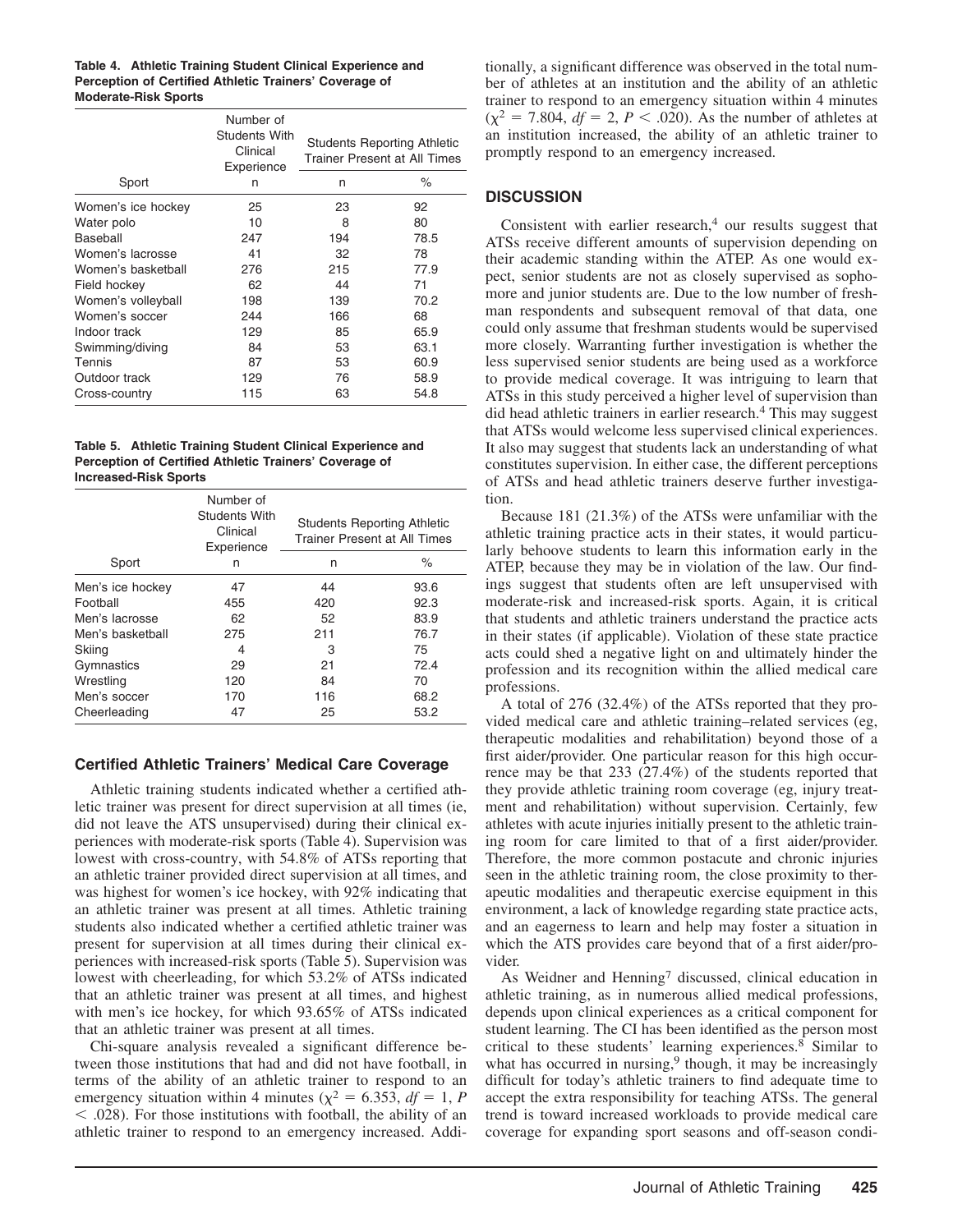**Table 4. Athletic Training Student Clinical Experience and Perception of Certified Athletic Trainers' Coverage of Moderate-Risk Sports**

| Sport | Number of Students With Clinical Experience | Students Reporting Athletic Trainer Present at All Times | |
|---|---|---|---|
| | n | n | % |
| Women's ice hockey | 25 | 23 | 92 |
| Water polo | 10 | 8 | 80 |
| Baseball | 247 | 194 | 78.5 |
| Women's lacrosse | 41 | 32 | 78 |
| Women's basketball | 276 | 215 | 77.9 |
| Field hockey | 62 | 44 | 71 |
| Women's volleyball | 198 | 139 | 70.2 |
| Women's soccer | 244 | 166 | 68 |
| Indoor track | 129 | 85 | 65.9 |
| Swimming/diving | 84 | 53 | 63.1 |
| Tennis | 87 | 53 | 60.9 |
| Outdoor track | 129 | 76 | 58.9 |
| Cross-country | 115 | 63 | 54.8 |

**Table 5. Athletic Training Student Clinical Experience and Perception of Certified Athletic Trainers' Coverage of Increased-Risk Sports**

| Sport | Number of Students With Clinical Experience | Students Reporting Athletic Trainer Present at All Times | |
|---|---|---|---|
| | n | n | % |
| Men's ice hockey | 47 | 44 | 93.6 |
| Football | 455 | 420 | 92.3 |
| Men's lacrosse | 62 | 52 | 83.9 |
| Men's basketball | 275 | 211 | 76.7 |
| Skiing | 4 | 3 | 75 |
| Gymnastics | 29 | 21 | 72.4 |
| Wrestling | 120 | 84 | 70 |
| Men's soccer | 170 | 116 | 68.2 |
| Cheerleading | 47 | 25 | 53.2 |

### Certified Athletic Trainers' Medical Care Coverage

Athletic training students indicated whether a certified athletic trainer was present for direct supervision at all times (ie, did not leave the ATS unsupervised) during their clinical experiences with moderate-risk sports (Table 4). Supervision was lowest with cross-country, with 54.8% of ATSs reporting that an athletic trainer provided direct supervision at all times, and was highest for women's ice hockey, with 92% indicating that an athletic trainer was present at all times. Athletic training students also indicated whether a certified athletic trainer was present for supervision at all times during their clinical experiences with increased-risk sports (Table 5). Supervision was lowest with cheerleading, for which 53.2% of ATSs indicated that an athletic trainer was present at all times, and highest with men's ice hockey, for which 93.65% of ATSs indicated that an athletic trainer was present at all times.

Chi-square analysis revealed a significant difference between those institutions that had and did not have football, in terms of the ability of an athletic trainer to respond to an emergency situation within 4 minutes ($\chi^2 = 6.353$, $df = 1$, $P < .028$). For those institutions with football, the ability of an athletic trainer to respond to an emergency increased. Additionally, a significant difference was observed in the total number of athletes at an institution and the ability of an athletic trainer to respond to an emergency situation within 4 minutes ($\chi^2 = 7.804$, $df = 2$, $P < .020$). As the number of athletes at an institution increased, the ability of an athletic trainer to promptly respond to an emergency increased.

## DISCUSSION

Consistent with earlier research,[4] our results suggest that ATSs receive different amounts of supervision depending on their academic standing within the ATEP. As one would expect, senior students are not as closely supervised as sophomore and junior students are. Due to the low number of freshman respondents and subsequent removal of that data, one could only assume that freshman students would be supervised more closely. Warranting further investigation is whether the less supervised senior students are being used as a workforce to provide medical coverage. It was intriguing to learn that ATSs in this study perceived a higher level of supervision than did head athletic trainers in earlier research.[4] This may suggest that ATSs would welcome less supervised clinical experiences. It also may suggest that students lack an understanding of what constitutes supervision. In either case, the different perceptions of ATSs and head athletic trainers deserve further investigation.

Because 181 (21.3%) of the ATSs were unfamiliar with the athletic training practice acts in their states, it would particularly behoove students to learn this information early in the ATEP, because they may be in violation of the law. Our findings suggest that students often are left unsupervised with moderate-risk and increased-risk sports. Again, it is critical that students and athletic trainers understand the practice acts in their states (if applicable). Violation of these state practice acts could shed a negative light on and ultimately hinder the profession and its recognition within the allied medical care professions.

A total of 276 (32.4%) of the ATSs reported that they provided medical care and athletic training–related services (eg, therapeutic modalities and rehabilitation) beyond those of a first aider/provider. One particular reason for this high occurrence may be that 233 (27.4%) of the students reported that they provide athletic training room coverage (eg, injury treatment and rehabilitation) without supervision. Certainly, few athletes with acute injuries initially present to the athletic training room for care limited to that of a first aider/provider. Therefore, the more common postacute and chronic injuries seen in the athletic training room, the close proximity to therapeutic modalities and therapeutic exercise equipment in this environment, a lack of knowledge regarding state practice acts, and an eagerness to learn and help may foster a situation in which the ATS provides care beyond that of a first aider/provider.

As Weidner and Henning[7] discussed, clinical education in athletic training, as in numerous allied medical professions, depends upon clinical experiences as a critical component for student learning. The CI has been identified as the person most critical to these students' learning experiences.[8] Similar to what has occurred in nursing,[9] though, it may be increasingly difficult for today's athletic trainers to find adequate time to accept the extra responsibility for teaching ATSs. The general trend is toward increased workloads to provide medical care coverage for expanding sport seasons and off-season condi-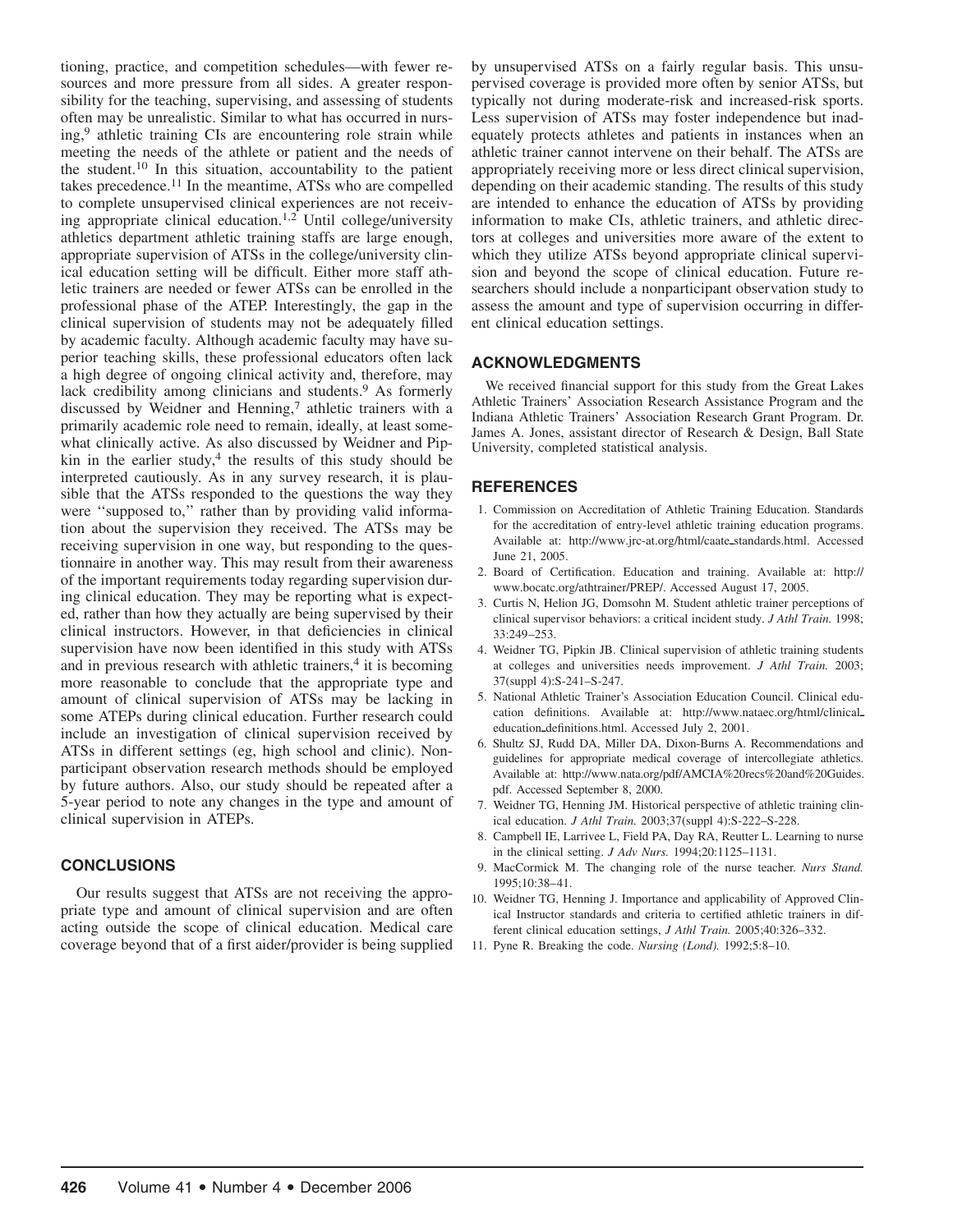tioning, practice, and competition schedules—with fewer resources and more pressure from all sides. A greater responsibility for the teaching, supervising, and assessing of students often may be unrealistic. Similar to what has occurred in nursing,[9] athletic training CIs are encountering role strain while meeting the needs of the athlete or patient and the needs of the student.[10] In this situation, accountability to the patient takes precedence.[11] In the meantime, ATSs who are compelled to complete unsupervised clinical experiences are not receiving appropriate clinical education.[1,2] Until college/university athletics department athletic training staffs are large enough, appropriate supervision of ATSs in the college/university clinical education setting will be difficult. Either more staff athletic trainers are needed or fewer ATSs can be enrolled in the professional phase of the ATEP. Interestingly, the gap in the clinical supervision of students may not be adequately filled by academic faculty. Although academic faculty may have superior teaching skills, these professional educators often lack a high degree of ongoing clinical activity and, therefore, may lack credibility among clinicians and students.[9] As formerly discussed by Weidner and Henning,[7] athletic trainers with a primarily academic role need to remain, ideally, at least somewhat clinically active. As also discussed by Weidner and Pipkin in the earlier study,[4] the results of this study should be interpreted cautiously. As in any survey research, it is plausible that the ATSs responded to the questions the way they were ''supposed to,'' rather than by providing valid information about the supervision they received. The ATSs may be receiving supervision in one way, but responding to the questionnaire in another way. This may result from their awareness of the important requirements today regarding supervision during clinical education. They may be reporting what is expected, rather than how they actually are being supervised by their clinical instructors. However, in that deficiencies in clinical supervision have now been identified in this study with ATSs and in previous research with athletic trainers,[4] it is becoming more reasonable to conclude that the appropriate type and amount of clinical supervision of ATSs may be lacking in some ATEPs during clinical education. Further research could include an investigation of clinical supervision received by ATSs in different settings (eg, high school and clinic). Nonparticipant observation research methods should be employed by future authors. Also, our study should be repeated after a 5-year period to note any changes in the type and amount of clinical supervision in ATEPs.

## CONCLUSIONS

Our results suggest that ATSs are not receiving the appropriate type and amount of clinical supervision and are often acting outside the scope of clinical education. Medical care coverage beyond that of a first aider/provider is being supplied by unsupervised ATSs on a fairly regular basis. This unsupervised coverage is provided more often by senior ATSs, but typically not during moderate-risk and increased-risk sports. Less supervision of ATSs may foster independence but inadequately protects athletes and patients in instances when an athletic trainer cannot intervene on their behalf. The ATSs are appropriately receiving more or less direct clinical supervision, depending on their academic standing. The results of this study are intended to enhance the education of ATSs by providing information to make CIs, athletic trainers, and athletic directors at colleges and universities more aware of the extent to which they utilize ATSs beyond appropriate clinical supervision and beyond the scope of clinical education. Future researchers should include a nonparticipant observation study to assess the amount and type of supervision occurring in different clinical education settings.

## ACKNOWLEDGMENTS

We received financial support for this study from the Great Lakes Athletic Trainers' Association Research Assistance Program and the Indiana Athletic Trainers' Association Research Grant Program. Dr. James A. Jones, assistant director of Research & Design, Ball State University, completed statistical analysis.

## REFERENCES

1. Commission on Accreditation of Athletic Training Education. Standards for the accreditation of entry-level athletic training education programs. Available at: http://www.jrc-at.org/html/caate_standards.html. Accessed June 21, 2005.
2. Board of Certification. Education and training. Available at: http://www.bocatc.org/athtrainer/PREP/. Accessed August 17, 2005.
3. Curtis N, Helion JG, Domsohn M. Student athletic trainer perceptions of clinical supervisor behaviors: a critical incident study. *J Athl Train.* 1998; 33:249–253.
4. Weidner TG, Pipkin JB. Clinical supervision of athletic training students at colleges and universities needs improvement. *J Athl Train.* 2003; 37(suppl 4):S-241–S-247.
5. National Athletic Trainer's Association Education Council. Clinical education definitions. Available at: http://www.nataec.org/html/clinical_education_definitions.html. Accessed July 2, 2001.
6. Shultz SJ, Rudd DA, Miller DA, Dixon-Burns A. Recommendations and guidelines for appropriate medical coverage of intercollegiate athletics. Available at: http://www.nata.org/pdf/AMCIA%20recs%20and%20Guides.pdf. Accessed September 8, 2000.
7. Weidner TG, Henning JM. Historical perspective of athletic training clinical education. *J Athl Train.* 2003;37(suppl 4):S-222–S-228.
8. Campbell IE, Larrivee L, Field PA, Day RA, Reutter L. Learning to nurse in the clinical setting. *J Adv Nurs.* 1994;20:1125–1131.
9. MacCormick M. The changing role of the nurse teacher. *Nurs Stand.* 1995;10:38–41.
10. Weidner TG, Henning J. Importance and applicability of Approved Clinical Instructor standards and criteria to certified athletic trainers in different clinical education settings, *J Athl Train.* 2005;40:326–332.
11. Pyne R. Breaking the code. *Nursing (Lond).* 1992;5:8–10.